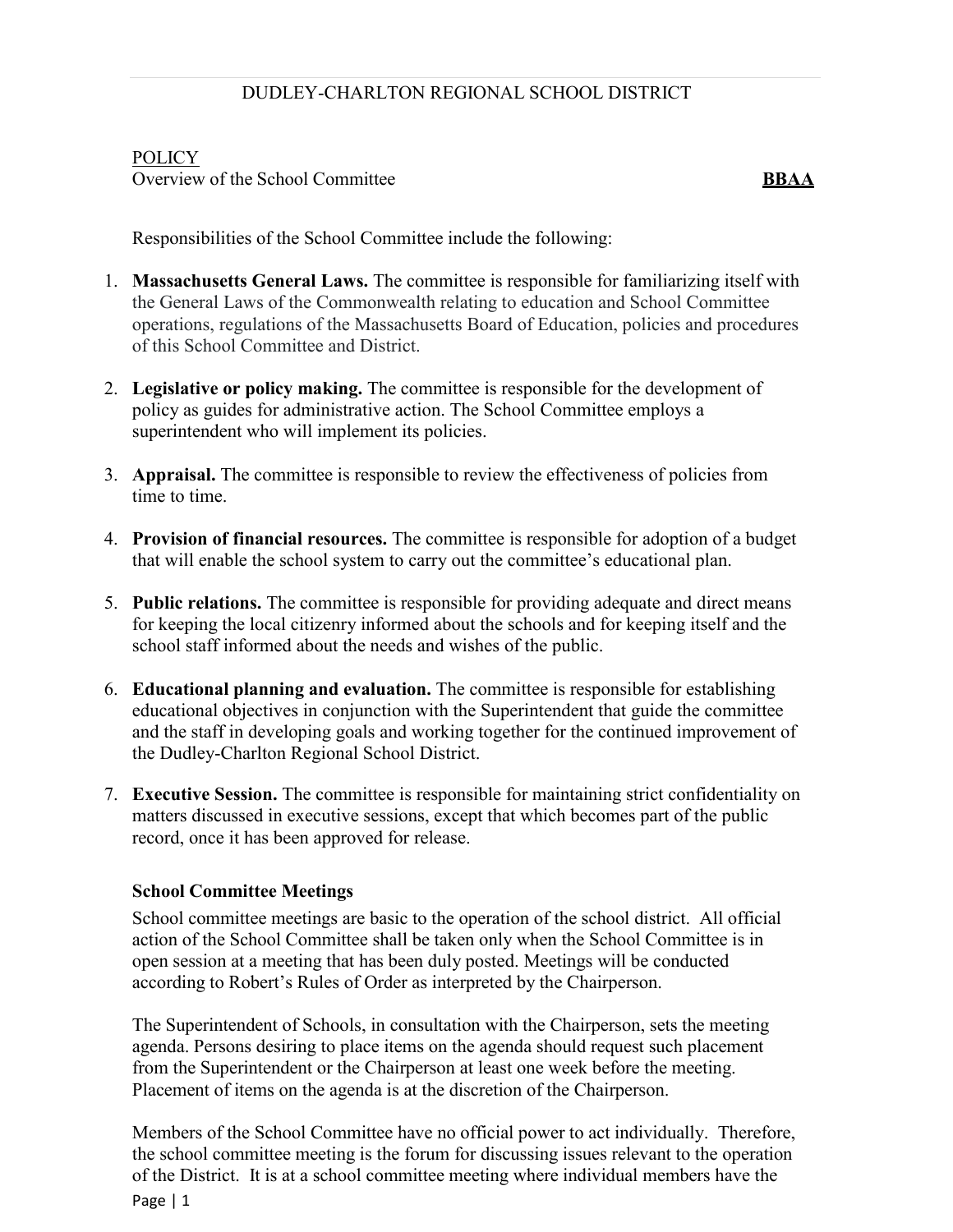# DUDLEY-CHARLTON REGIONAL SCHOOL DISTRICT

POLICY

Overview of the School Committee **BBAA**

Responsibilities of the School Committee include the following:

1. **Massachusetts General Laws.** The committee is responsible for familiarizing itself with the General Laws of the Commonwealth relating to education and School Committee operations, regulations of the Massachusetts Board of Education, policies and procedures of this School Committee and District.

2. **Legislative or policy making.** The committee is responsible for the development of policy as guides for administrative action. The School Committee employs a superintendent who will implement its policies.

3. **Appraisal.** The committee is responsible to review the effectiveness of policies from time to time.

4. **Provision of financial resources.** The committee is responsible for adoption of a budget that will enable the school system to carry out the committee's educational plan.

5. **Public relations.** The committee is responsible for providing adequate and direct means for keeping the local citizenry informed about the schools and for keeping itself and the school staff informed about the needs and wishes of the public.

6. **Educational planning and evaluation.** The committee is responsible for establishing educational objectives in conjunction with the Superintendent that guide the committee and the staff in developing goals and working together for the continued improvement of the Dudley-Charlton Regional School District.

7. **Executive Session.** The committee is responsible for maintaining strict confidentiality on matters discussed in executive sessions, except that which becomes part of the public record, once it has been approved for release.

**School Committee Meetings**

School committee meetings are basic to the operation of the school district. All official action of the School Committee shall be taken only when the School Committee is in open session at a meeting that has been duly posted. Meetings will be conducted according to Robert's Rules of Order as interpreted by the Chairperson.

The Superintendent of Schools, in consultation with the Chairperson, sets the meeting agenda. Persons desiring to place items on the agenda should request such placement from the Superintendent or the Chairperson at least one week before the meeting. Placement of items on the agenda is at the discretion of the Chairperson.

Members of the School Committee have no official power to act individually. Therefore, the school committee meeting is the forum for discussing issues relevant to the operation of the District. It is at a school committee meeting where individual members have the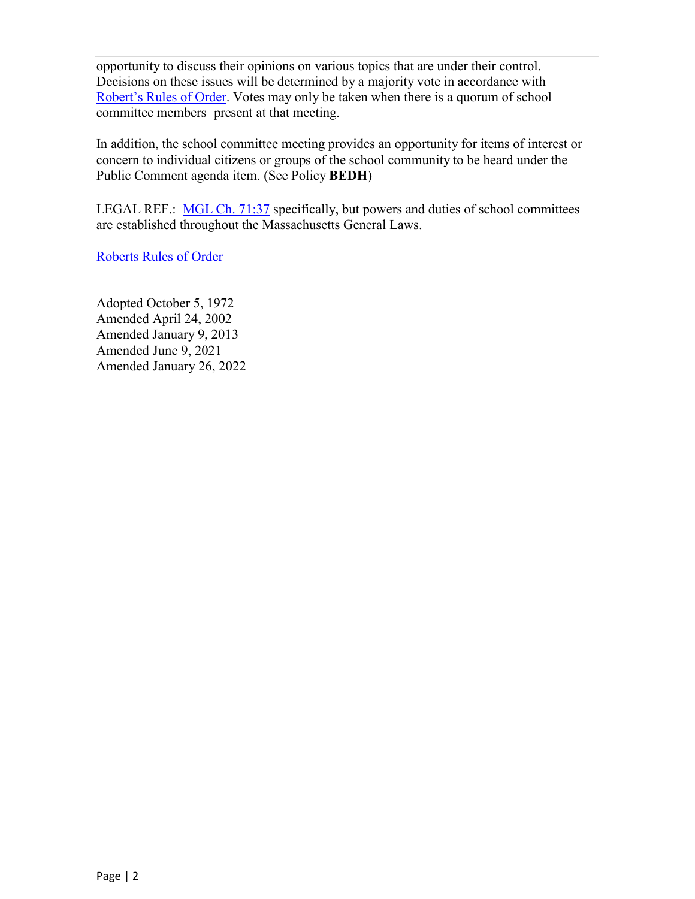opportunity to discuss their opinions on various topics that are under their control. Decisions on these issues will be determined by a majority vote in accordance with Robert's Rules of Order. Votes may only be taken when there is a quorum of school committee members present at that meeting.

In addition, the school committee meeting provides an opportunity for items of interest or concern to individual citizens or groups of the school community to be heard under the Public Comment agenda item. (See Policy **BEDH**)

LEGAL REF.: MGL Ch. 71:37 specifically, but powers and duties of school committees are established throughout the Massachusetts General Laws.

Roberts Rules of Order

Adopted October 5, 1972
Amended April 24, 2002
Amended January 9, 2013
Amended June 9, 2021
Amended January 26, 2022